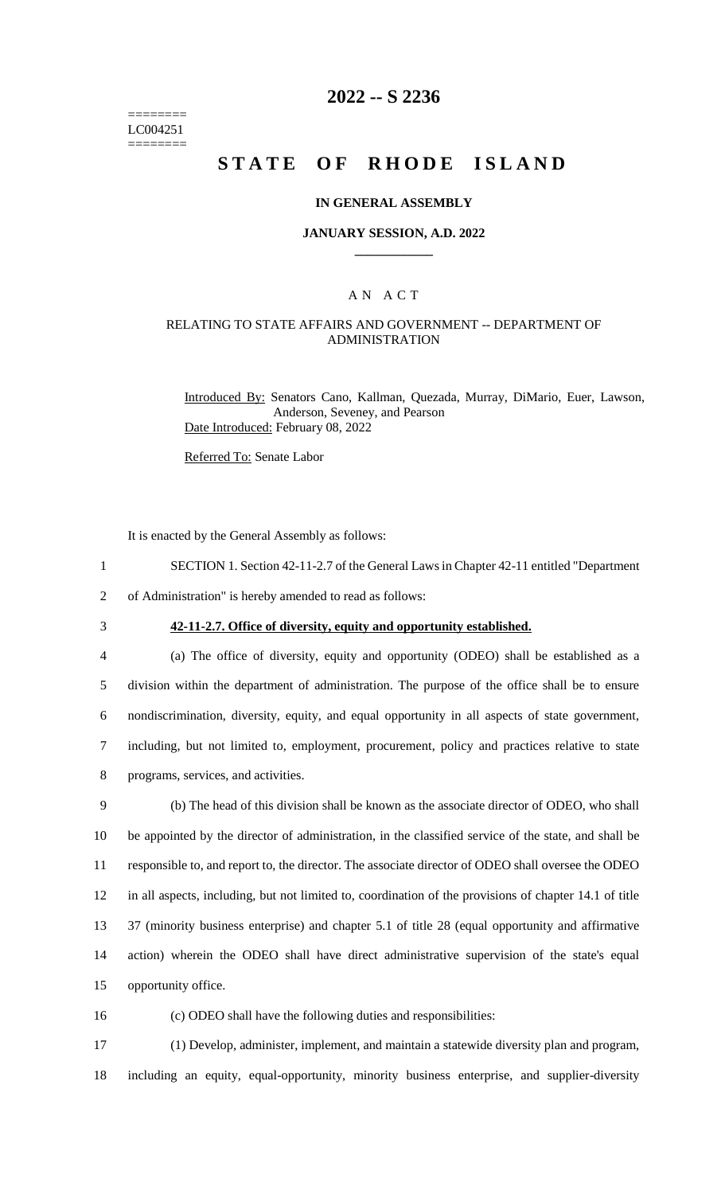========
LC004251
========

# 2022 -- S 2236

# STATE OF RHODE ISLAND

### IN GENERAL ASSEMBLY

### JANUARY SESSION, A.D. 2022

## A N A C T

### RELATING TO STATE AFFAIRS AND GOVERNMENT -- DEPARTMENT OF ADMINISTRATION

Introduced By: Senators Cano, Kallman, Quezada, Murray, DiMario, Euer, Lawson, Anderson, Seveney, and Pearson

Date Introduced: February 08, 2022

Referred To: Senate Labor

It is enacted by the General Assembly as follows:

SECTION 1. Section 42-11-2.7 of the General Laws in Chapter 42-11 entitled "Department of Administration" is hereby amended to read as follows:

**42-11-2.7. Office of diversity, equity and opportunity established.**

(a) The office of diversity, equity and opportunity (ODEO) shall be established as a division within the department of administration. The purpose of the office shall be to ensure nondiscrimination, diversity, equity, and equal opportunity in all aspects of state government, including, but not limited to, employment, procurement, policy and practices relative to state programs, services, and activities.

(b) The head of this division shall be known as the associate director of ODEO, who shall be appointed by the director of administration, in the classified service of the state, and shall be responsible to, and report to, the director. The associate director of ODEO shall oversee the ODEO in all aspects, including, but not limited to, coordination of the provisions of chapter 14.1 of title 37 (minority business enterprise) and chapter 5.1 of title 28 (equal opportunity and affirmative action) wherein the ODEO shall have direct administrative supervision of the state's equal opportunity office.

(c) ODEO shall have the following duties and responsibilities:

(1) Develop, administer, implement, and maintain a statewide diversity plan and program, including an equity, equal-opportunity, minority business enterprise, and supplier-diversity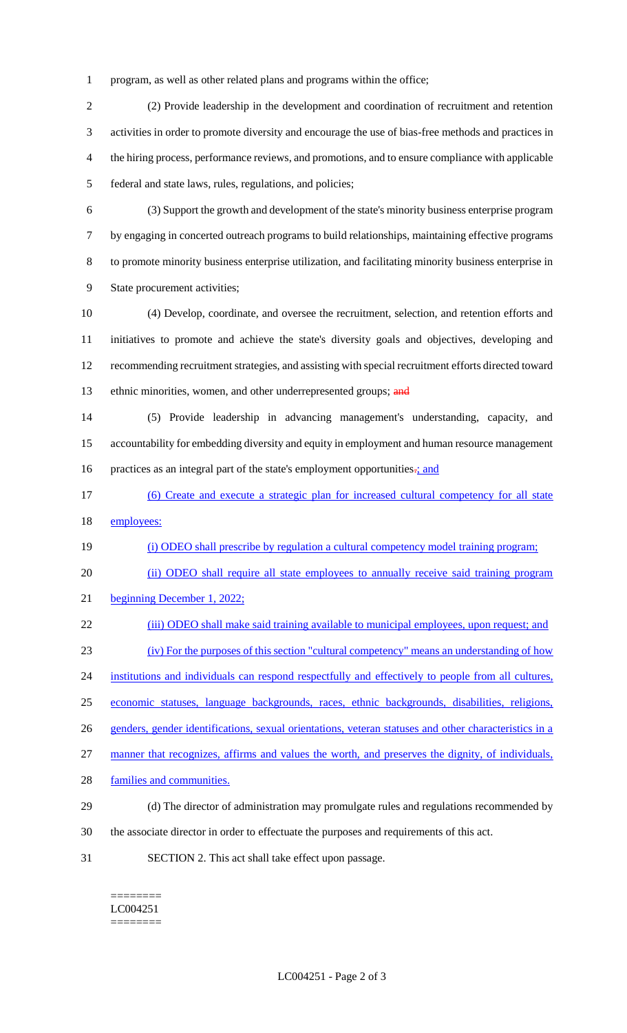program, as well as other related plans and programs within the office;

(2) Provide leadership in the development and coordination of recruitment and retention activities in order to promote diversity and encourage the use of bias-free methods and practices in the hiring process, performance reviews, and promotions, and to ensure compliance with applicable federal and state laws, rules, regulations, and policies;

(3) Support the growth and development of the state's minority business enterprise program by engaging in concerted outreach programs to build relationships, maintaining effective programs to promote minority business enterprise utilization, and facilitating minority business enterprise in State procurement activities;

(4) Develop, coordinate, and oversee the recruitment, selection, and retention efforts and initiatives to promote and achieve the state's diversity goals and objectives, developing and recommending recruitment strategies, and assisting with special recruitment efforts directed toward ethnic minorities, women, and other underrepresented groups; ~~and~~

(5) Provide leadership in advancing management's understanding, capacity, and accountability for embedding diversity and equity in employment and human resource management practices as an integral part of the state's employment opportunities~~.~~; and

(6) Create and execute a strategic plan for increased cultural competency for all state employees:

(i) ODEO shall prescribe by regulation a cultural competency model training program;

(ii) ODEO shall require all state employees to annually receive said training program beginning December 1, 2022;

(iii) ODEO shall make said training available to municipal employees, upon request; and

(iv) For the purposes of this section "cultural competency" means an understanding of how institutions and individuals can respond respectfully and effectively to people from all cultures, economic statuses, language backgrounds, races, ethnic backgrounds, disabilities, religions, genders, gender identifications, sexual orientations, veteran statuses and other characteristics in a manner that recognizes, affirms and values the worth, and preserves the dignity, of individuals, families and communities.

(d) The director of administration may promulgate rules and regulations recommended by the associate director in order to effectuate the purposes and requirements of this act.

SECTION 2. This act shall take effect upon passage.

========
LC004251
========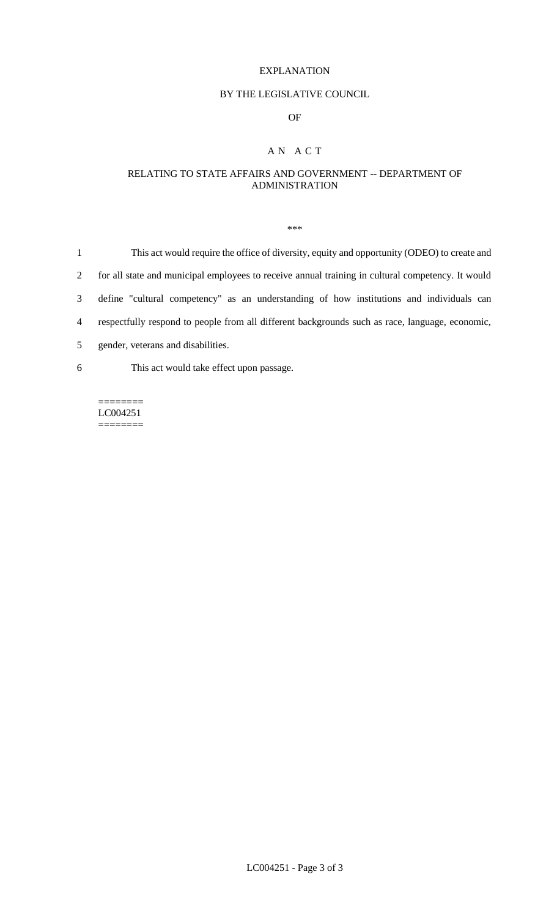EXPLANATION

BY THE LEGISLATIVE COUNCIL

OF

A N A C T

RELATING TO STATE AFFAIRS AND GOVERNMENT -- DEPARTMENT OF ADMINISTRATION

\*\*\*

1 This act would require the office of diversity, equity and opportunity (ODEO) to create and
2 for all state and municipal employees to receive annual training in cultural competency. It would
3 define "cultural competency" as an understanding of how institutions and individuals can
4 respectfully respond to people from all different backgrounds such as race, language, economic,
5 gender, veterans and disabilities.
6 This act would take effect upon passage.

========
LC004251
========